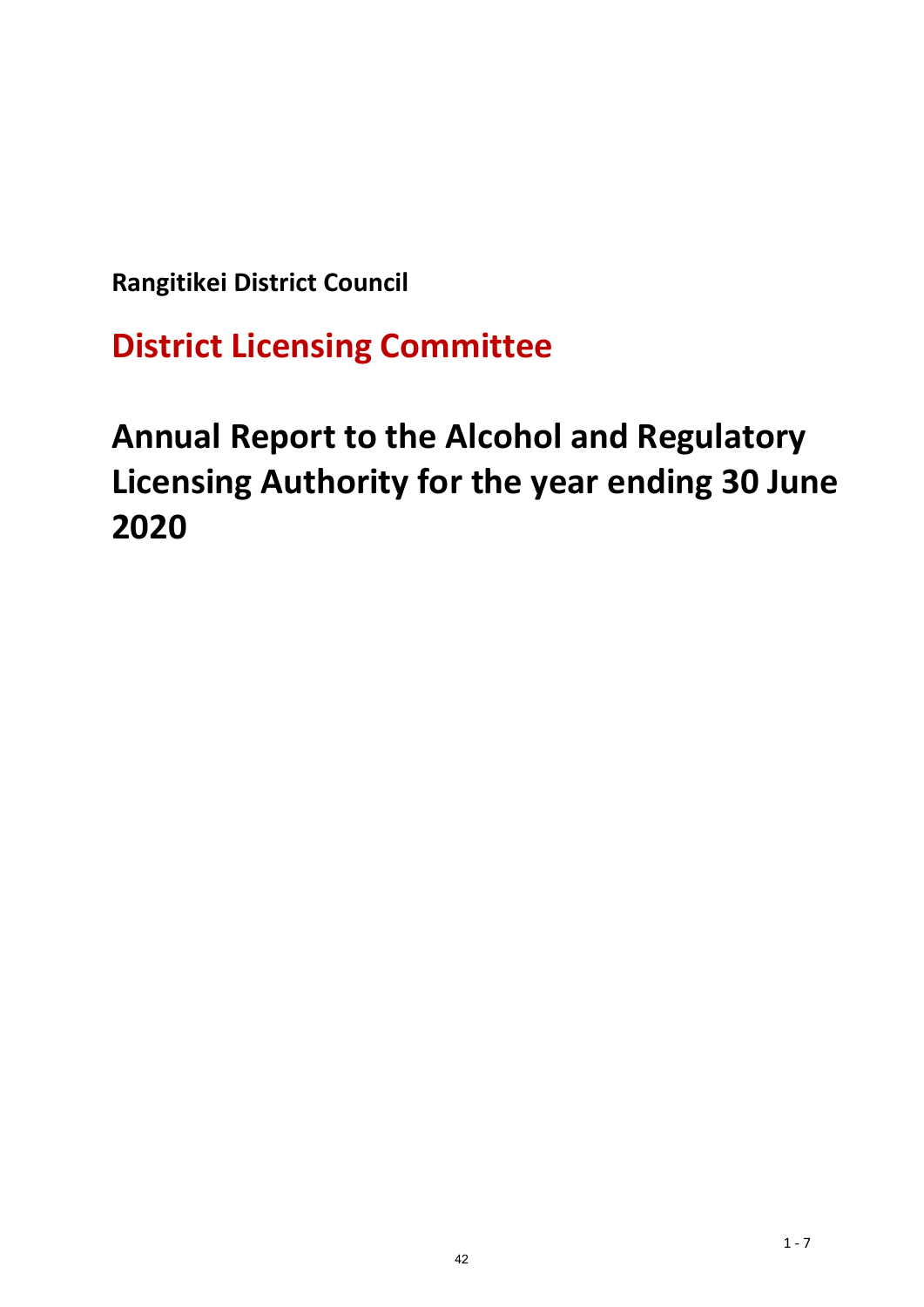**Rangitikei District Council**

# District Licensing Committee

# Annual Report to the Alcohol and Regulatory Licensing Authority for the year ending 30 June 2020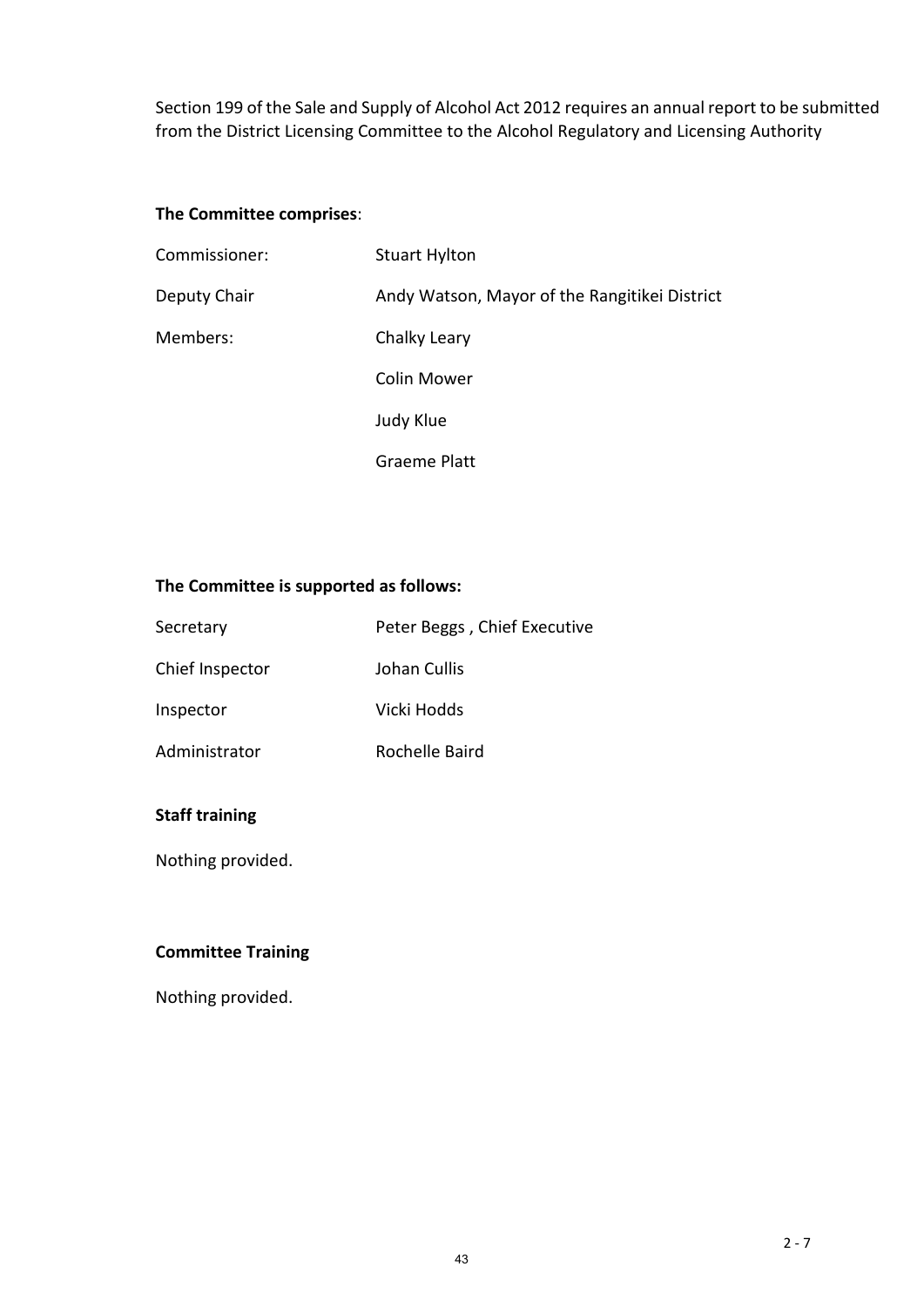Section 199 of the Sale and Supply of Alcohol Act 2012 requires an annual report to be submitted from the District Licensing Committee to the Alcohol Regulatory and Licensing Authority

**The Committee comprises**:

| | |
|---|---|
| Commissioner: | Stuart Hylton |
| Deputy Chair | Andy Watson, Mayor of the Rangitikei District |
| Members: | Chalky Leary |
| | Colin Mower |
| | Judy Klue |
| | Graeme Platt |

**The Committee is supported as follows:**

| | |
|---|---|
| Secretary | Peter Beggs , Chief Executive |
| Chief Inspector | Johan Cullis |
| Inspector | Vicki Hodds |
| Administrator | Rochelle Baird |

**Staff training**

Nothing provided.

**Committee Training**

Nothing provided.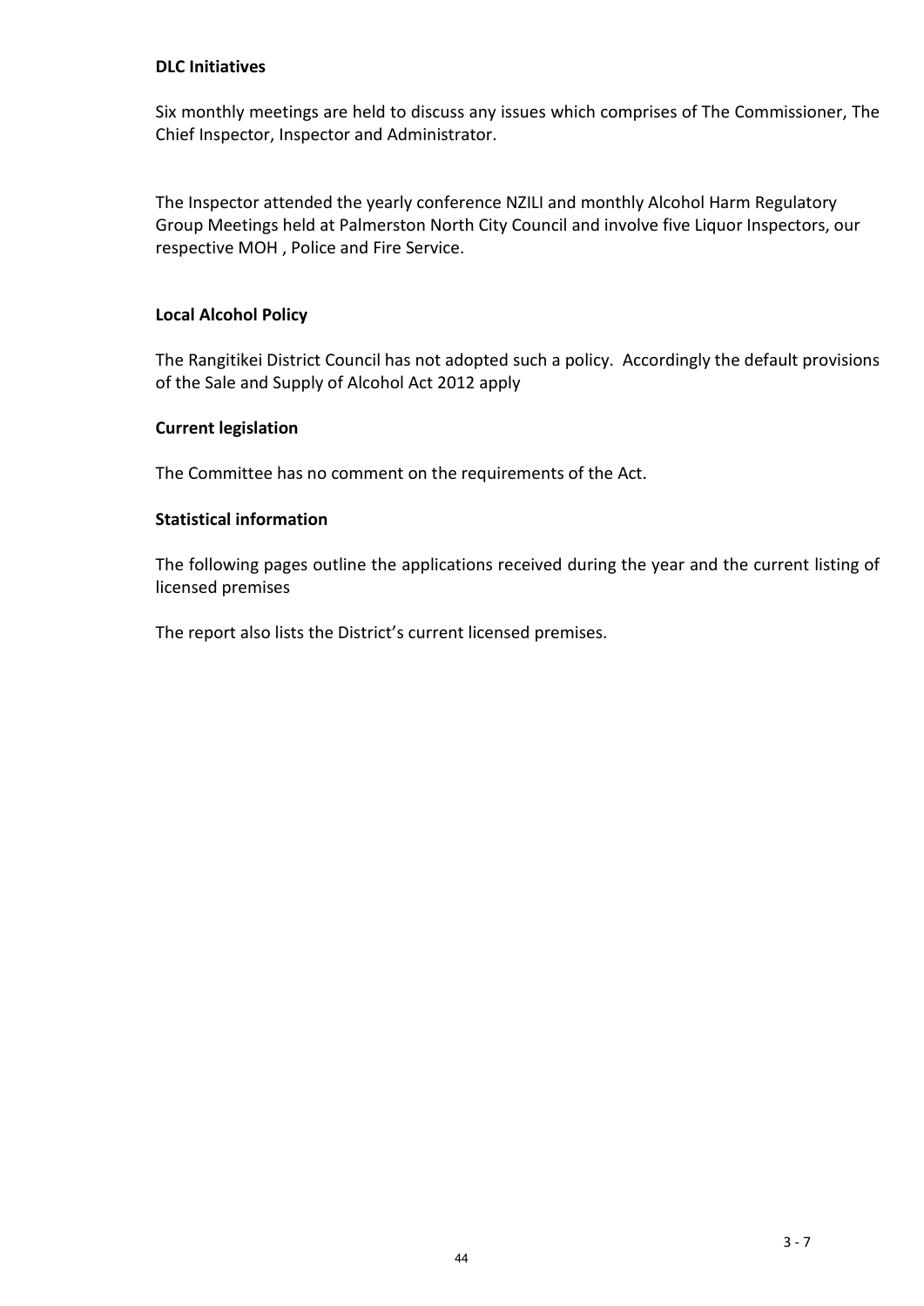**DLC Initiatives**

Six monthly meetings are held to discuss any issues which comprises of The Commissioner, The Chief Inspector, Inspector and Administrator.

The Inspector attended the yearly conference NZILI and monthly Alcohol Harm Regulatory Group Meetings held at Palmerston North City Council and involve five Liquor Inspectors, our respective MOH , Police and Fire Service.

**Local Alcohol Policy**

The Rangitikei District Council has not adopted such a policy. Accordingly the default provisions of the Sale and Supply of Alcohol Act 2012 apply

**Current legislation**

The Committee has no comment on the requirements of the Act.

**Statistical information**

The following pages outline the applications received during the year and the current listing of licensed premises

The report also lists the District's current licensed premises.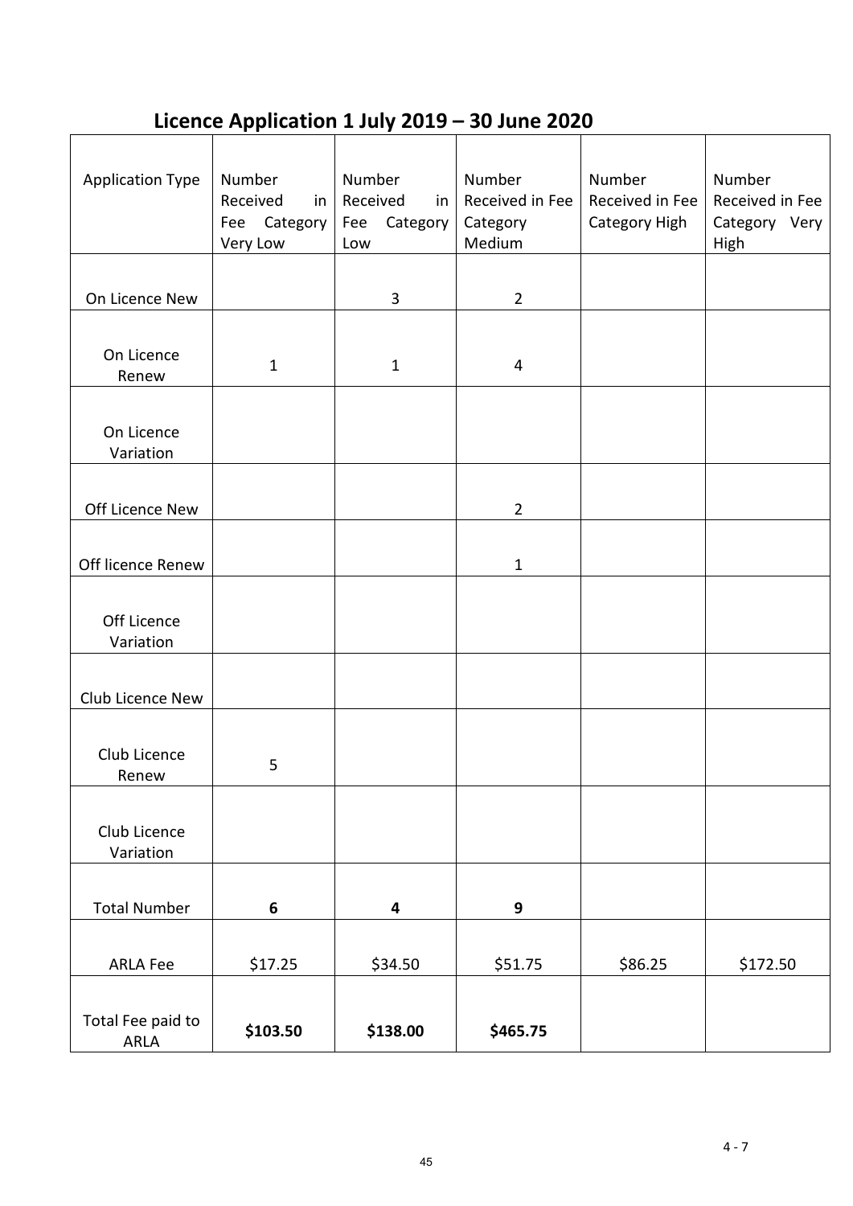## Licence Application 1 July 2019 – 30 June 2020

| Application Type | Number Received in Fee Category Very Low | Number Received in Fee Category Low | Number Received in Fee Category Medium | Number Received in Fee Category High | Number Received in Fee Category Very High |
|---|---|---|---|---|---|
| On Licence New | | 3 | 2 | | |
| On Licence Renew | 1 | 1 | 4 | | |
| On Licence Variation | | | | | |
| Off Licence New | | | 2 | | |
| Off licence Renew | | | 1 | | |
| Off Licence Variation | | | | | |
| Club Licence New | | | | | |
| Club Licence Renew | 5 | | | | |
| Club Licence Variation | | | | | |
| Total Number | **6** | **4** | **9** | | |
| ARLA Fee | $17.25 | $34.50 | $51.75 | $86.25 | $172.50 |
| Total Fee paid to ARLA | **$103.50** | **$138.00** | **$465.75** | | |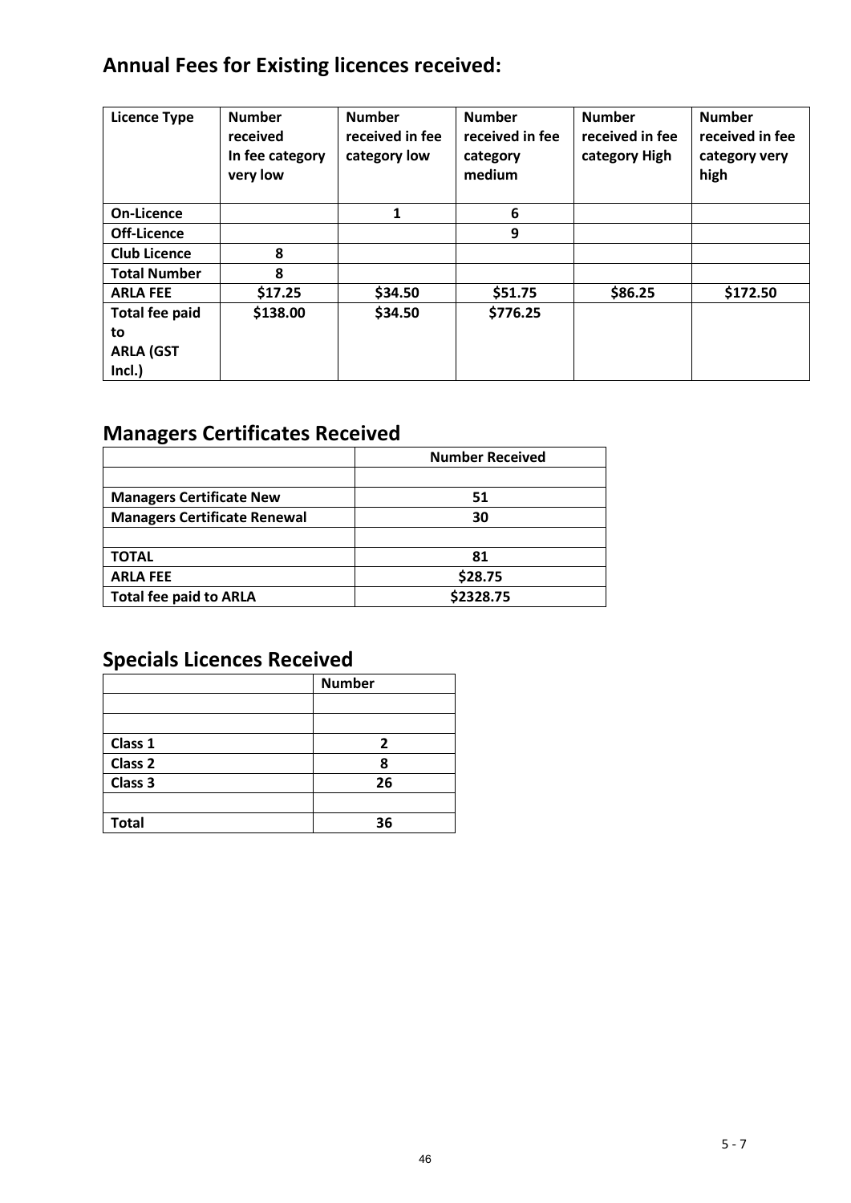## Annual Fees for Existing licences received:

| Licence Type | Number received In fee category very low | Number received in fee category low | Number received in fee category medium | Number received in fee category High | Number received in fee category very high |
|---|---|---|---|---|---|
| **On-Licence** | | 1 | 6 | | |
| **Off-Licence** | | | 9 | | |
| **Club Licence** | 8 | | | | |
| **Total Number** | 8 | | | | |
| **ARLA FEE** | $17.25 | $34.50 | $51.75 | $86.25 | $172.50 |
| **Total fee paid to ARLA (GST Incl.)** | $138.00 | $34.50 | $776.25 | | |

## Managers Certificates Received

| | Number Received |
|---|---|
| | |
| **Managers Certificate New** | 51 |
| **Managers Certificate Renewal** | 30 |
| | |
| **TOTAL** | 81 |
| **ARLA FEE** | $28.75 |
| **Total fee paid to ARLA** | $2328.75 |

## Specials Licences Received

| | Number |
|---|---|
| | |
| | |
| Class 1 | 2 |
| Class 2 | 8 |
| Class 3 | 26 |
| | |
| Total | 36 |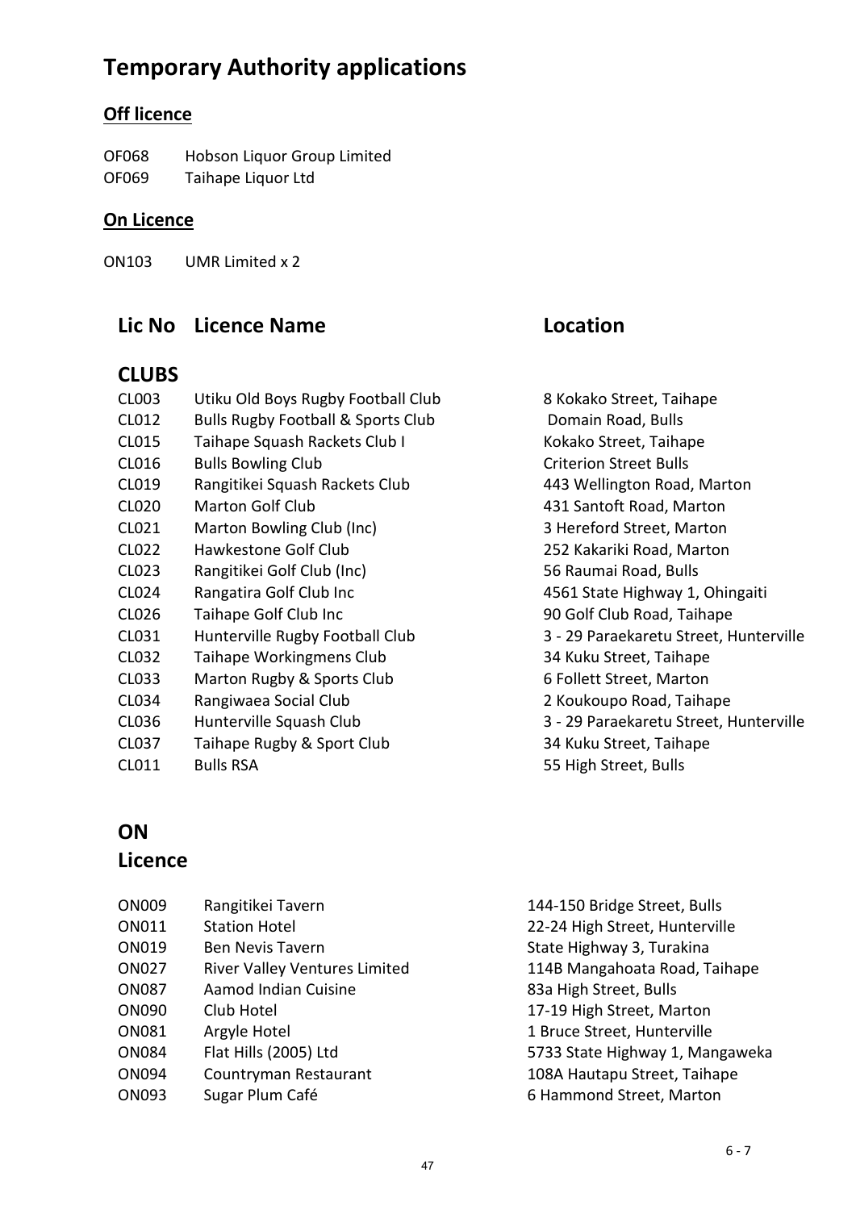# Temporary Authority applications

**Off licence**

OF068 Hobson Liquor Group Limited
OF069 Taihape Liquor Ltd

**On Licence**

ON103 UMR Limited x 2

| Lic No | Licence Name | Location |
|---|---|---|
| **CLUBS** | | |
| CL003 | Utiku Old Boys Rugby Football Club | 8 Kokako Street, Taihape |
| CL012 | Bulls Rugby Football & Sports Club | Domain Road, Bulls |
| CL015 | Taihape Squash Rackets Club I | Kokako Street, Taihape |
| CL016 | Bulls Bowling Club | Criterion Street Bulls |
| CL019 | Rangitikei Squash Rackets Club | 443 Wellington Road, Marton |
| CL020 | Marton Golf Club | 431 Santoft Road, Marton |
| CL021 | Marton Bowling Club (Inc) | 3 Hereford Street, Marton |
| CL022 | Hawkestone Golf Club | 252 Kakariki Road, Marton |
| CL023 | Rangitikei Golf Club (Inc) | 56 Raumai Road, Bulls |
| CL024 | Rangatira Golf Club Inc | 4561 State Highway 1, Ohingaiti |
| CL026 | Taihape Golf Club Inc | 90 Golf Club Road, Taihape |
| CL031 | Hunterville Rugby Football Club | 3 - 29 Paraekaretu Street, Hunterville |
| CL032 | Taihape Workingmens Club | 34 Kuku Street, Taihape |
| CL033 | Marton Rugby & Sports Club | 6 Follett Street, Marton |
| CL034 | Rangiwaea Social Club | 2 Koukoupo Road, Taihape |
| CL036 | Hunterville Squash Club | 3 - 29 Paraekaretu Street, Hunterville |
| CL037 | Taihape Rugby & Sport Club | 34 Kuku Street, Taihape |
| CL011 | Bulls RSA | 55 High Street, Bulls |
| **ON Licence** | | |
| ON009 | Rangitikei Tavern | 144-150 Bridge Street, Bulls |
| ON011 | Station Hotel | 22-24 High Street, Hunterville |
| ON019 | Ben Nevis Tavern | State Highway 3, Turakina |
| ON027 | River Valley Ventures Limited | 114B Mangahoata Road, Taihape |
| ON087 | Aamod Indian Cuisine | 83a High Street, Bulls |
| ON090 | Club Hotel | 17-19 High Street, Marton |
| ON081 | Argyle Hotel | 1 Bruce Street, Hunterville |
| ON084 | Flat Hills (2005) Ltd | 5733 State Highway 1, Mangaweka |
| ON094 | Countryman Restaurant | 108A Hautapu Street, Taihape |
| ON093 | Sugar Plum Café | 6 Hammond Street, Marton |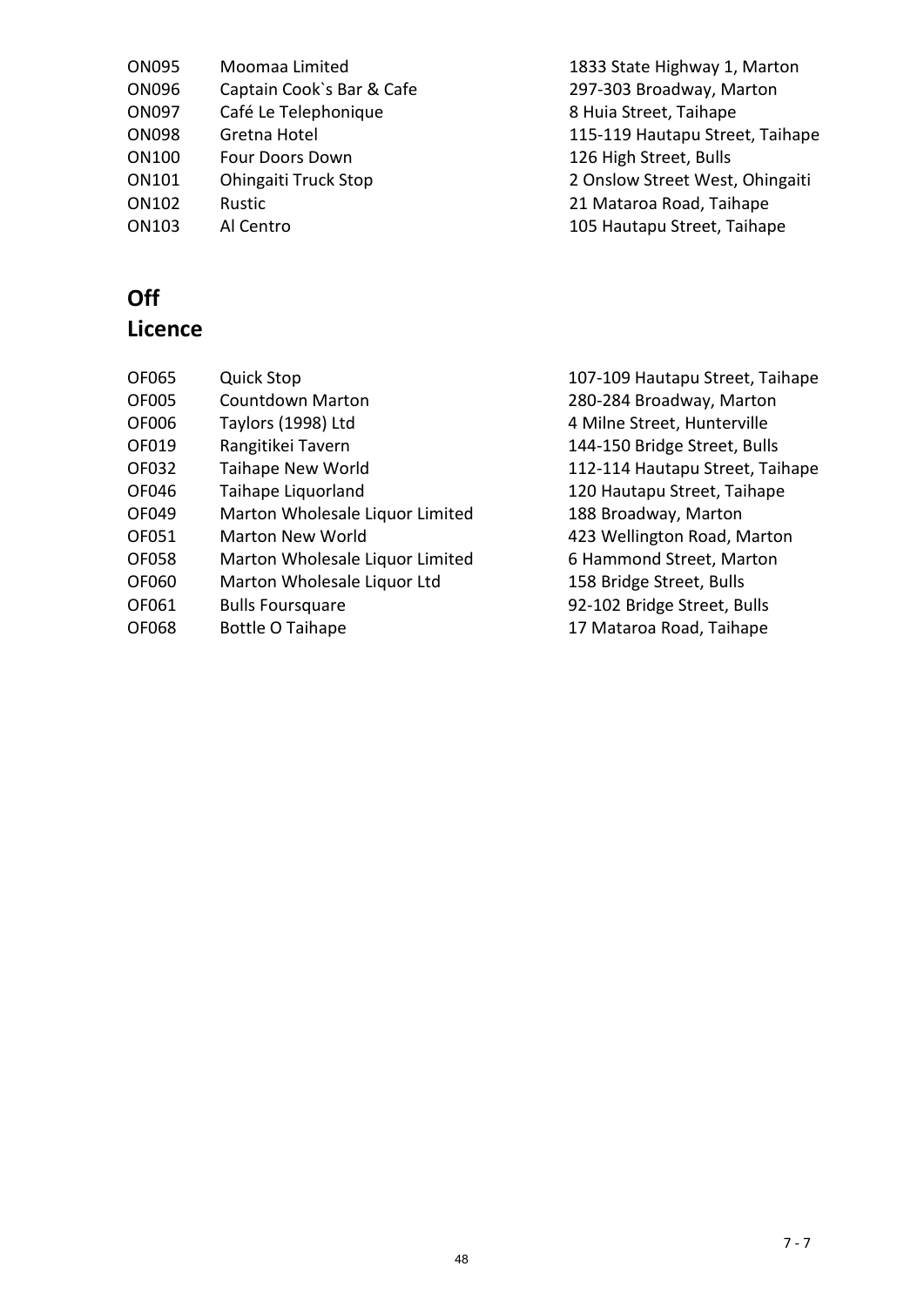| | | |
|---|---|---|
| ON095 | Moomaa Limited | 1833 State Highway 1, Marton |
| ON096 | Captain Cook`s Bar & Cafe | 297-303 Broadway, Marton |
| ON097 | Café Le Telephonique | 8 Huia Street, Taihape |
| ON098 | Gretna Hotel | 115-119 Hautapu Street, Taihape |
| ON100 | Four Doors Down | 126 High Street, Bulls |
| ON101 | Ohingaiti Truck Stop | 2 Onslow Street West, Ohingaiti |
| ON102 | Rustic | 21 Mataroa Road, Taihape |
| ON103 | Al Centro | 105 Hautapu Street, Taihape |

## Off Licence

| | | |
|---|---|---|
| OF065 | Quick Stop | 107-109 Hautapu Street, Taihape |
| OF005 | Countdown Marton | 280-284 Broadway, Marton |
| OF006 | Taylors (1998) Ltd | 4 Milne Street, Hunterville |
| OF019 | Rangitikei Tavern | 144-150 Bridge Street, Bulls |
| OF032 | Taihape New World | 112-114 Hautapu Street, Taihape |
| OF046 | Taihape Liquorland | 120 Hautapu Street, Taihape |
| OF049 | Marton Wholesale Liquor Limited | 188 Broadway, Marton |
| OF051 | Marton New World | 423 Wellington Road, Marton |
| OF058 | Marton Wholesale Liquor Limited | 6 Hammond Street, Marton |
| OF060 | Marton Wholesale Liquor Ltd | 158 Bridge Street, Bulls |
| OF061 | Bulls Foursquare | 92-102 Bridge Street, Bulls |
| OF068 | Bottle O Taihape | 17 Mataroa Road, Taihape |